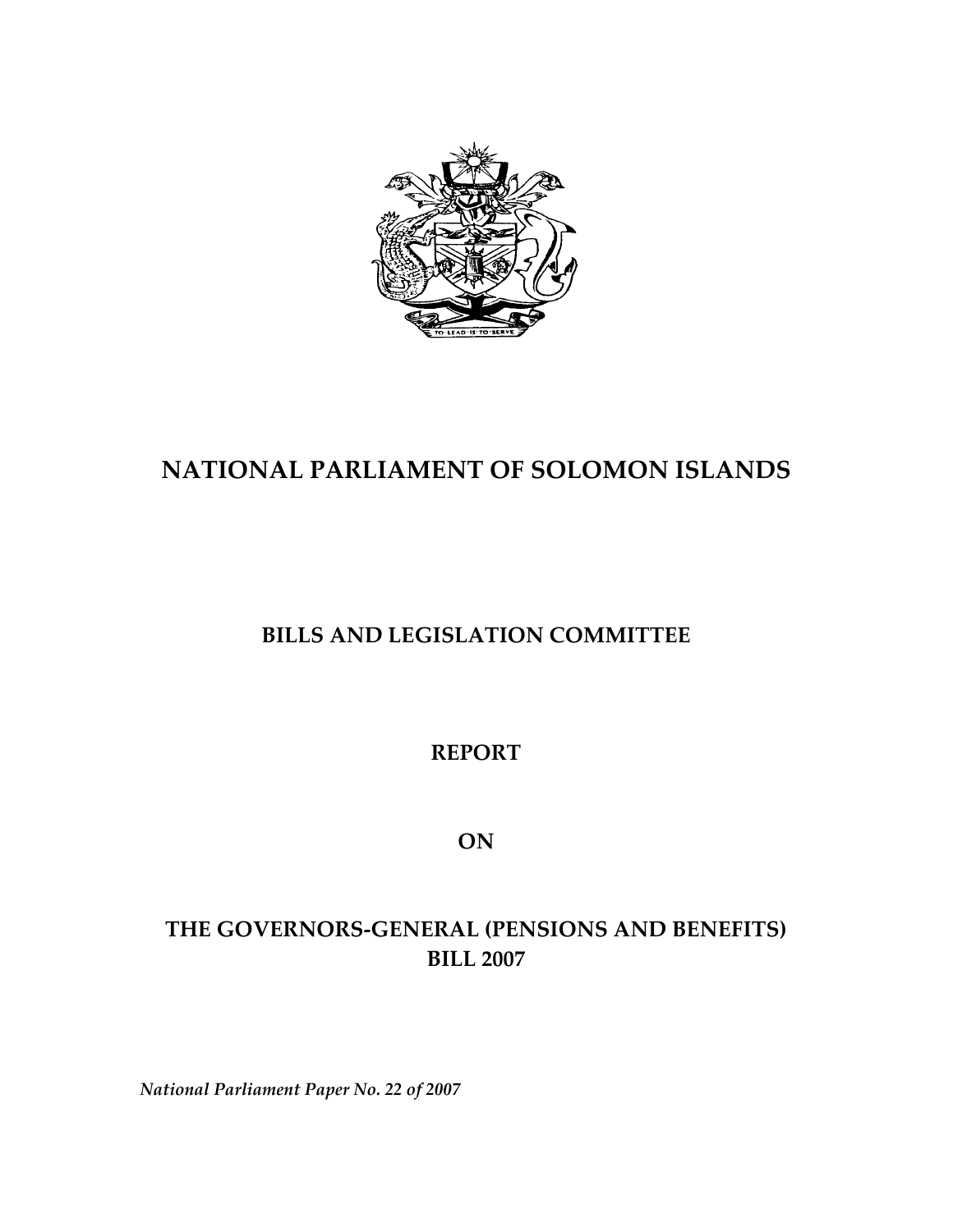# NATIONAL PARLIAMENT OF SOLOMON ISLANDS

## BILLS AND LEGISLATION COMMITTEE

## REPORT

## ON

## THE GOVERNORS-GENERAL (PENSIONS AND BENEFITS) BILL 2007

*National Parliament Paper No. 22 of 2007*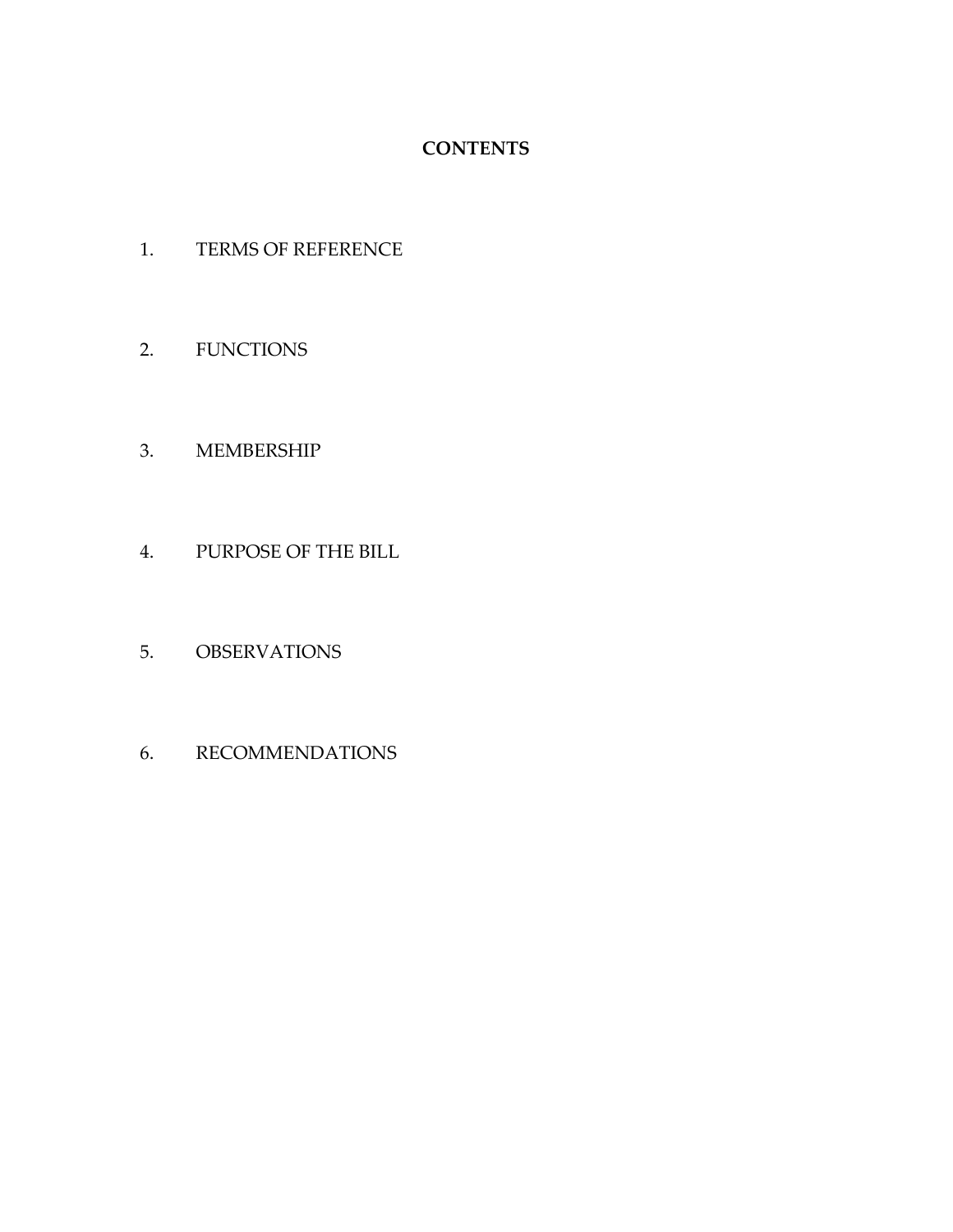# CONTENTS

1. TERMS OF REFERENCE

2. FUNCTIONS

3. MEMBERSHIP

4. PURPOSE OF THE BILL

5. OBSERVATIONS

6. RECOMMENDATIONS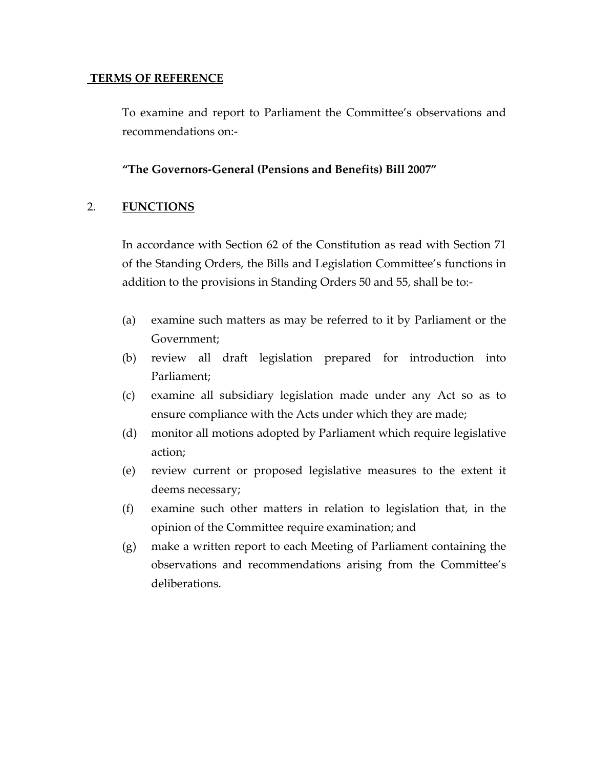## TERMS OF REFERENCE

To examine and report to Parliament the Committee's observations and recommendations on:-

**"The Governors-General (Pensions and Benefits) Bill 2007"**

## 2. FUNCTIONS

In accordance with Section 62 of the Constitution as read with Section 71 of the Standing Orders, the Bills and Legislation Committee's functions in addition to the provisions in Standing Orders 50 and 55, shall be to:-

(a) examine such matters as may be referred to it by Parliament or the Government;

(b) review all draft legislation prepared for introduction into Parliament;

(c) examine all subsidiary legislation made under any Act so as to ensure compliance with the Acts under which they are made;

(d) monitor all motions adopted by Parliament which require legislative action;

(e) review current or proposed legislative measures to the extent it deems necessary;

(f) examine such other matters in relation to legislation that, in the opinion of the Committee require examination; and

(g) make a written report to each Meeting of Parliament containing the observations and recommendations arising from the Committee's deliberations.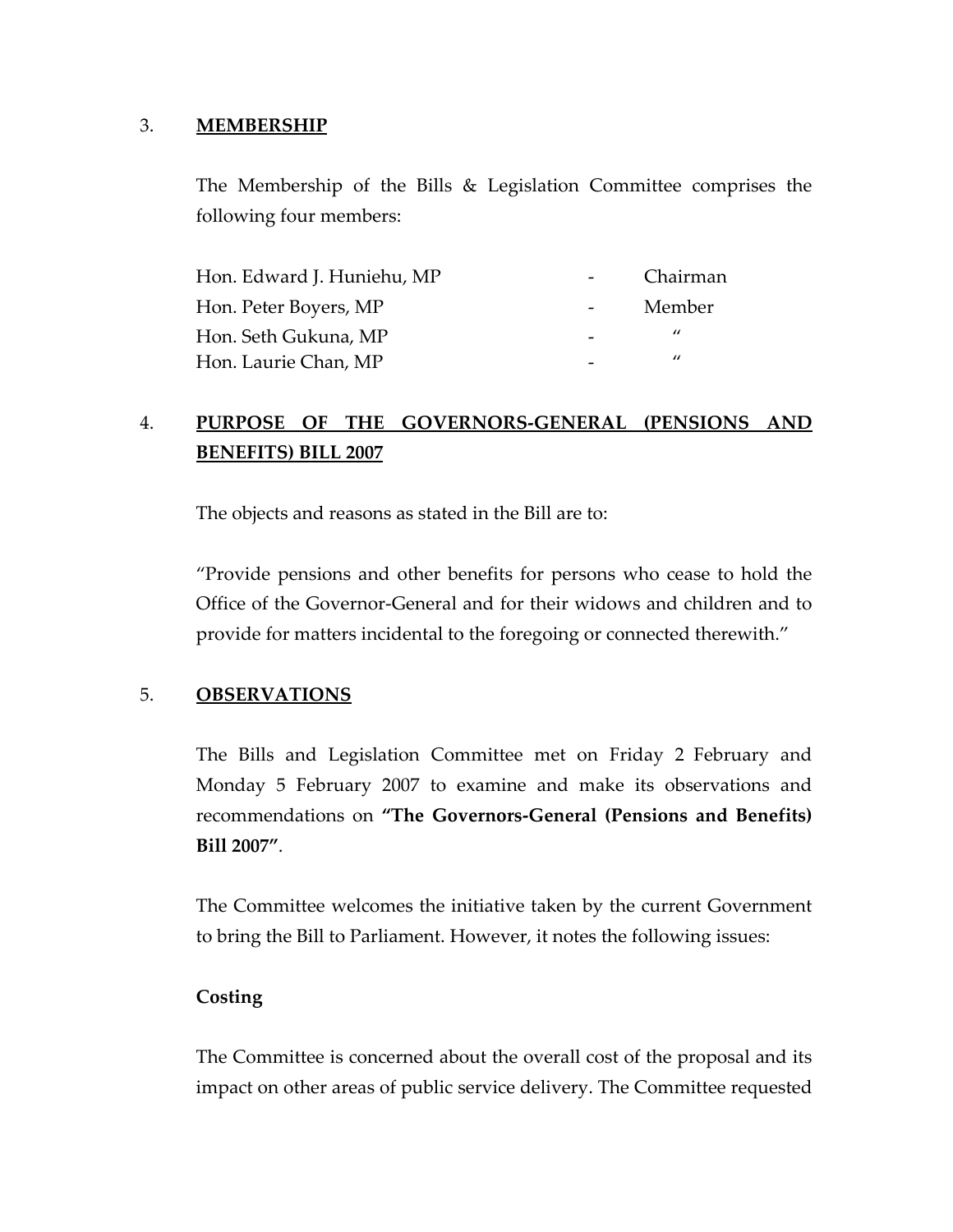## 3. MEMBERSHIP

The Membership of the Bills & Legislation Committee comprises the following four members:

| | | |
|---|---|---|
| Hon. Edward J. Huniehu, MP | - | Chairman |
| Hon. Peter Boyers, MP | - | Member |
| Hon. Seth Gukuna, MP | - | " |
| Hon. Laurie Chan, MP | - | " |

## 4. PURPOSE OF THE GOVERNORS-GENERAL (PENSIONS AND BENEFITS) BILL 2007

The objects and reasons as stated in the Bill are to:

"Provide pensions and other benefits for persons who cease to hold the Office of the Governor-General and for their widows and children and to provide for matters incidental to the foregoing or connected therewith."

## 5. OBSERVATIONS

The Bills and Legislation Committee met on Friday 2 February and Monday 5 February 2007 to examine and make its observations and recommendations on **"The Governors-General (Pensions and Benefits) Bill 2007"**.

The Committee welcomes the initiative taken by the current Government to bring the Bill to Parliament. However, it notes the following issues:

**Costing**

The Committee is concerned about the overall cost of the proposal and its impact on other areas of public service delivery. The Committee requested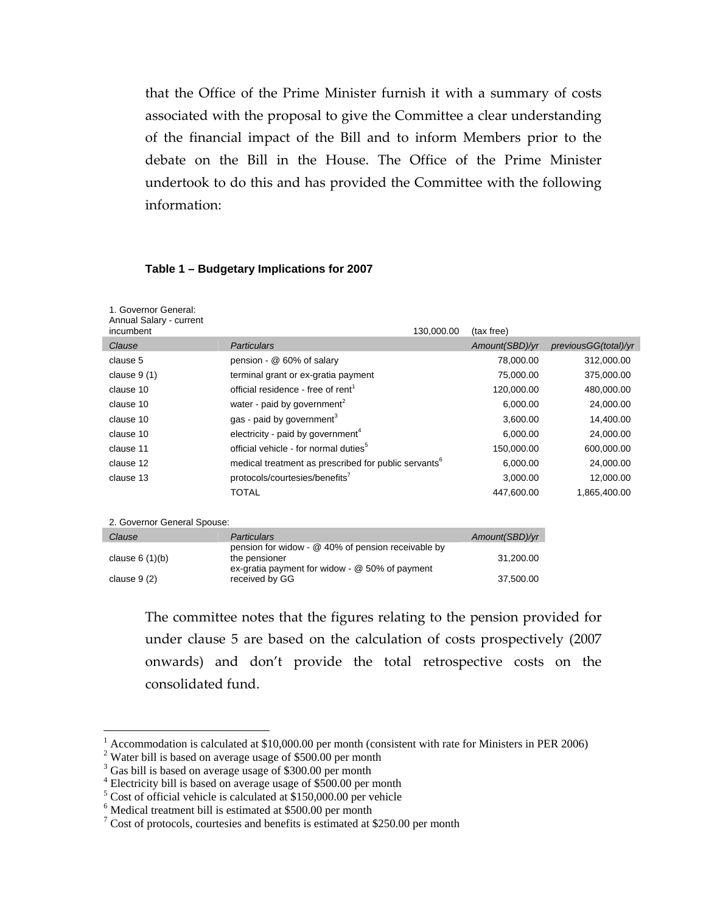that the Office of the Prime Minister furnish it with a summary of costs associated with the proposal to give the Committee a clear understanding of the financial impact of the Bill and to inform Members prior to the debate on the Bill in the House. The Office of the Prime Minister undertook to do this and has provided the Committee with the following information:

**Table 1 – Budgetary Implications for 2007**

1. Governor General:
Annual Salary - current incumbent 130,000.00 (tax free)

| *Clause* | *Particulars* | *Amount(SBD)/yr* | *previousGG(total)/yr* |
|---|---|---|---|
| clause 5 | pension - @ 60% of salary | 78,000.00 | 312,000.00 |
| clause 9 (1) | terminal grant or ex-gratia payment | 75,000.00 | 375,000.00 |
| clause 10 | official residence - free of rent[1] | 120,000.00 | 480,000.00 |
| clause 10 | water - paid by government[2] | 6,000.00 | 24,000.00 |
| clause 10 | gas - paid by government[3] | 3,600.00 | 14,400.00 |
| clause 10 | electricity - paid by government[4] | 6,000.00 | 24,000.00 |
| clause 11 | official vehicle - for normal duties[5] | 150,000.00 | 600,000.00 |
| clause 12 | medical treatment as prescribed for public servants[6] | 6,000.00 | 24,000.00 |
| clause 13 | protocols/courtesies/benefits[7] | 3,000.00 | 12,000.00 |
| | TOTAL | 447,600.00 | 1,865,400.00 |

2. Governor General Spouse:

| *Clause* | *Particulars* | *Amount(SBD)/yr* |
|---|---|---|
| clause 6 (1)(b) | pension for widow - @ 40% of pension receivable by the pensioner | 31,200.00 |
| clause 9 (2) | ex-gratia payment for widow - @ 50% of payment received by GG | 37,500.00 |

The committee notes that the figures relating to the pension provided for under clause 5 are based on the calculation of costs prospectively (2007 onwards) and don't provide the total retrospective costs on the consolidated fund.

---

[1] Accommodation is calculated at $10,000.00 per month (consistent with rate for Ministers in PER 2006)
[2] Water bill is based on average usage of $500.00 per month
[3] Gas bill is based on average usage of $300.00 per month
[4] Electricity bill is based on average usage of $500.00 per month
[5] Cost of official vehicle is calculated at $150,000.00 per vehicle
[6] Medical treatment bill is estimated at $500.00 per month
[7] Cost of protocols, courtesies and benefits is estimated at $250.00 per month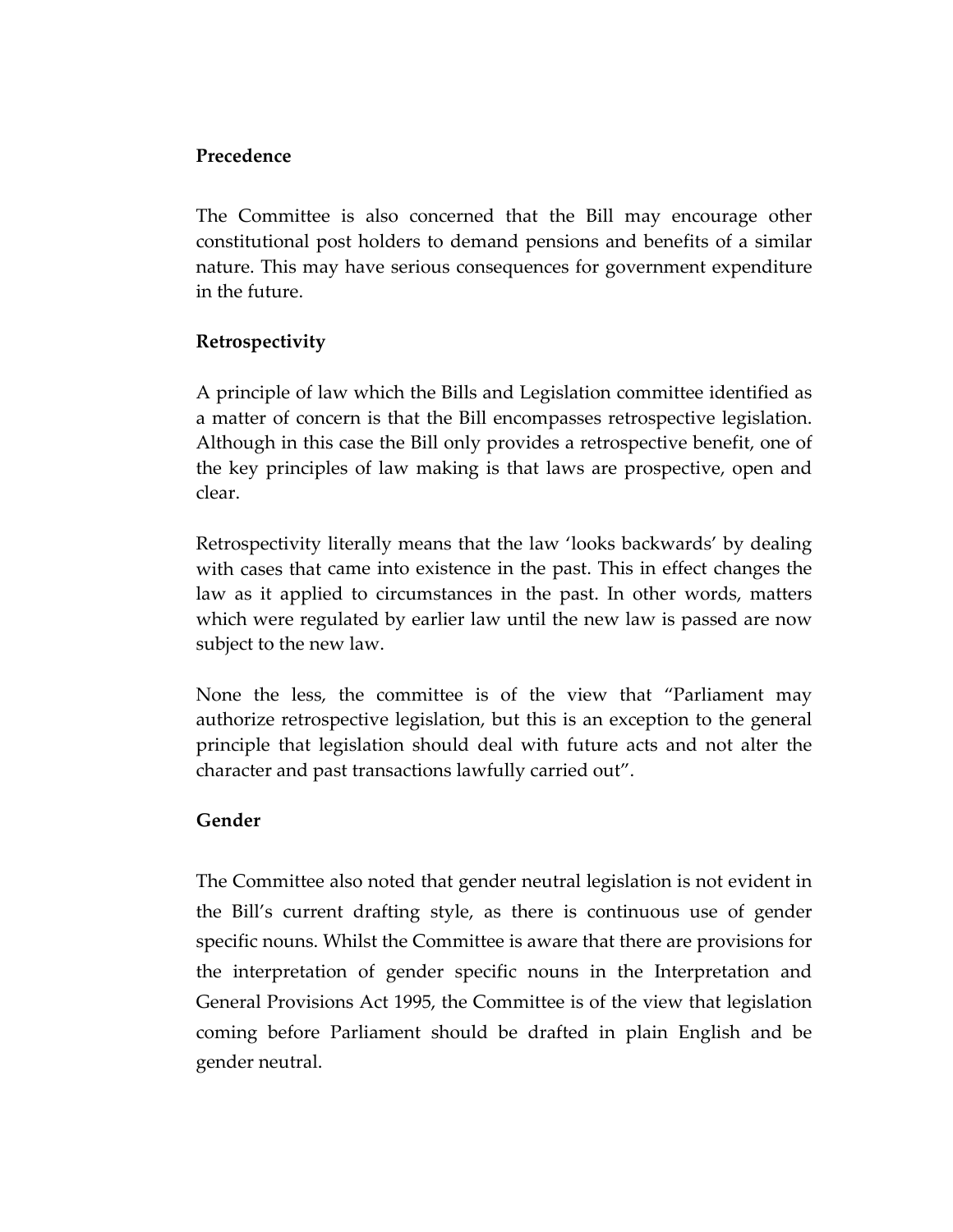**Precedence**

The Committee is also concerned that the Bill may encourage other constitutional post holders to demand pensions and benefits of a similar nature. This may have serious consequences for government expenditure in the future.

**Retrospectivity**

A principle of law which the Bills and Legislation committee identified as a matter of concern is that the Bill encompasses retrospective legislation. Although in this case the Bill only provides a retrospective benefit, one of the key principles of law making is that laws are prospective, open and clear.

Retrospectivity literally means that the law 'looks backwards' by dealing with cases that came into existence in the past. This in effect changes the law as it applied to circumstances in the past. In other words, matters which were regulated by earlier law until the new law is passed are now subject to the new law.

None the less, the committee is of the view that "Parliament may authorize retrospective legislation, but this is an exception to the general principle that legislation should deal with future acts and not alter the character and past transactions lawfully carried out".

**Gender**

The Committee also noted that gender neutral legislation is not evident in the Bill's current drafting style, as there is continuous use of gender specific nouns. Whilst the Committee is aware that there are provisions for the interpretation of gender specific nouns in the Interpretation and General Provisions Act 1995, the Committee is of the view that legislation coming before Parliament should be drafted in plain English and be gender neutral.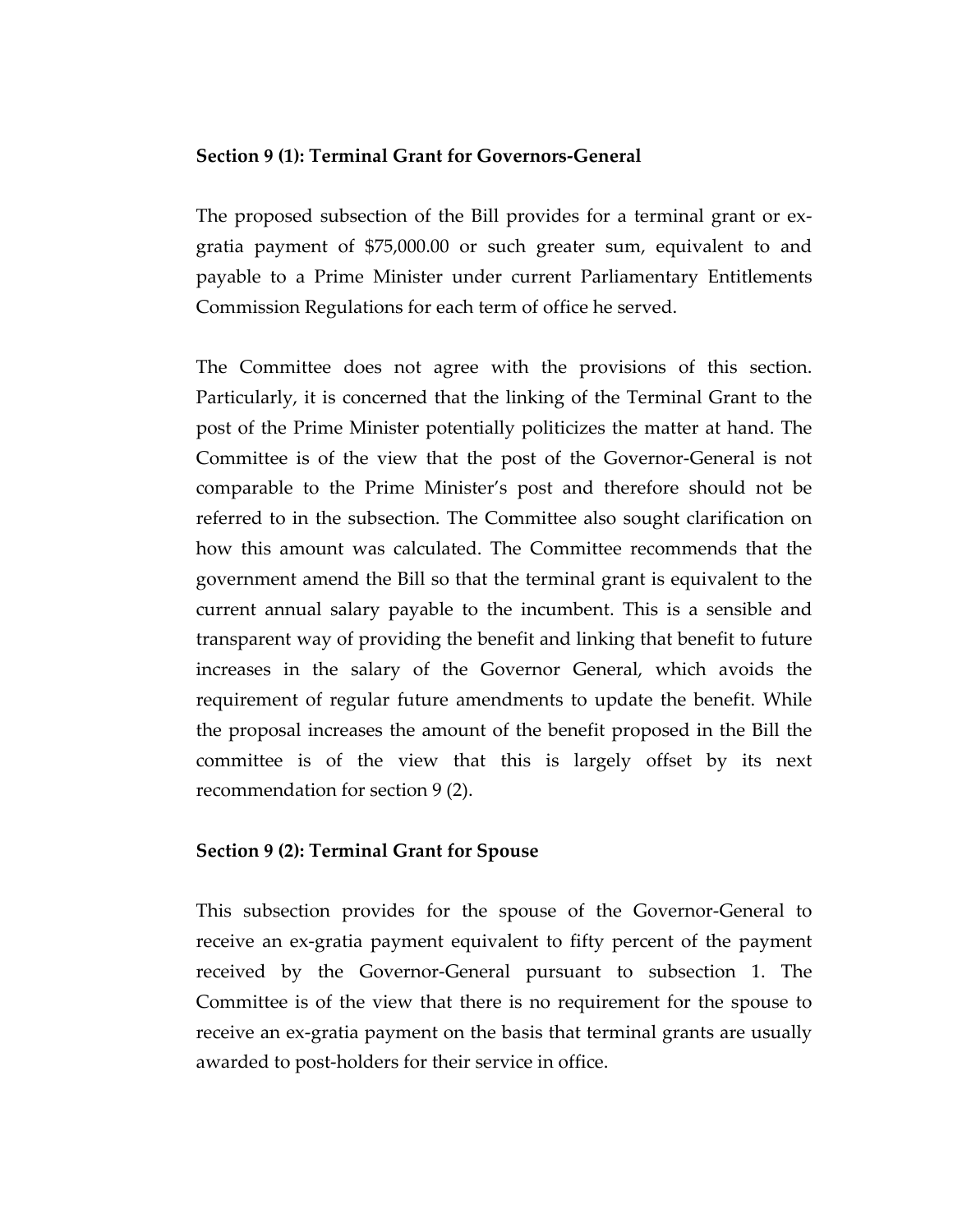**Section 9 (1): Terminal Grant for Governors-General**

The proposed subsection of the Bill provides for a terminal grant or ex-gratia payment of $75,000.00 or such greater sum, equivalent to and payable to a Prime Minister under current Parliamentary Entitlements Commission Regulations for each term of office he served.

The Committee does not agree with the provisions of this section. Particularly, it is concerned that the linking of the Terminal Grant to the post of the Prime Minister potentially politicizes the matter at hand. The Committee is of the view that the post of the Governor-General is not comparable to the Prime Minister's post and therefore should not be referred to in the subsection. The Committee also sought clarification on how this amount was calculated. The Committee recommends that the government amend the Bill so that the terminal grant is equivalent to the current annual salary payable to the incumbent. This is a sensible and transparent way of providing the benefit and linking that benefit to future increases in the salary of the Governor General, which avoids the requirement of regular future amendments to update the benefit. While the proposal increases the amount of the benefit proposed in the Bill the committee is of the view that this is largely offset by its next recommendation for section 9 (2).

**Section 9 (2): Terminal Grant for Spouse**

This subsection provides for the spouse of the Governor-General to receive an ex-gratia payment equivalent to fifty percent of the payment received by the Governor-General pursuant to subsection 1. The Committee is of the view that there is no requirement for the spouse to receive an ex-gratia payment on the basis that terminal grants are usually awarded to post-holders for their service in office.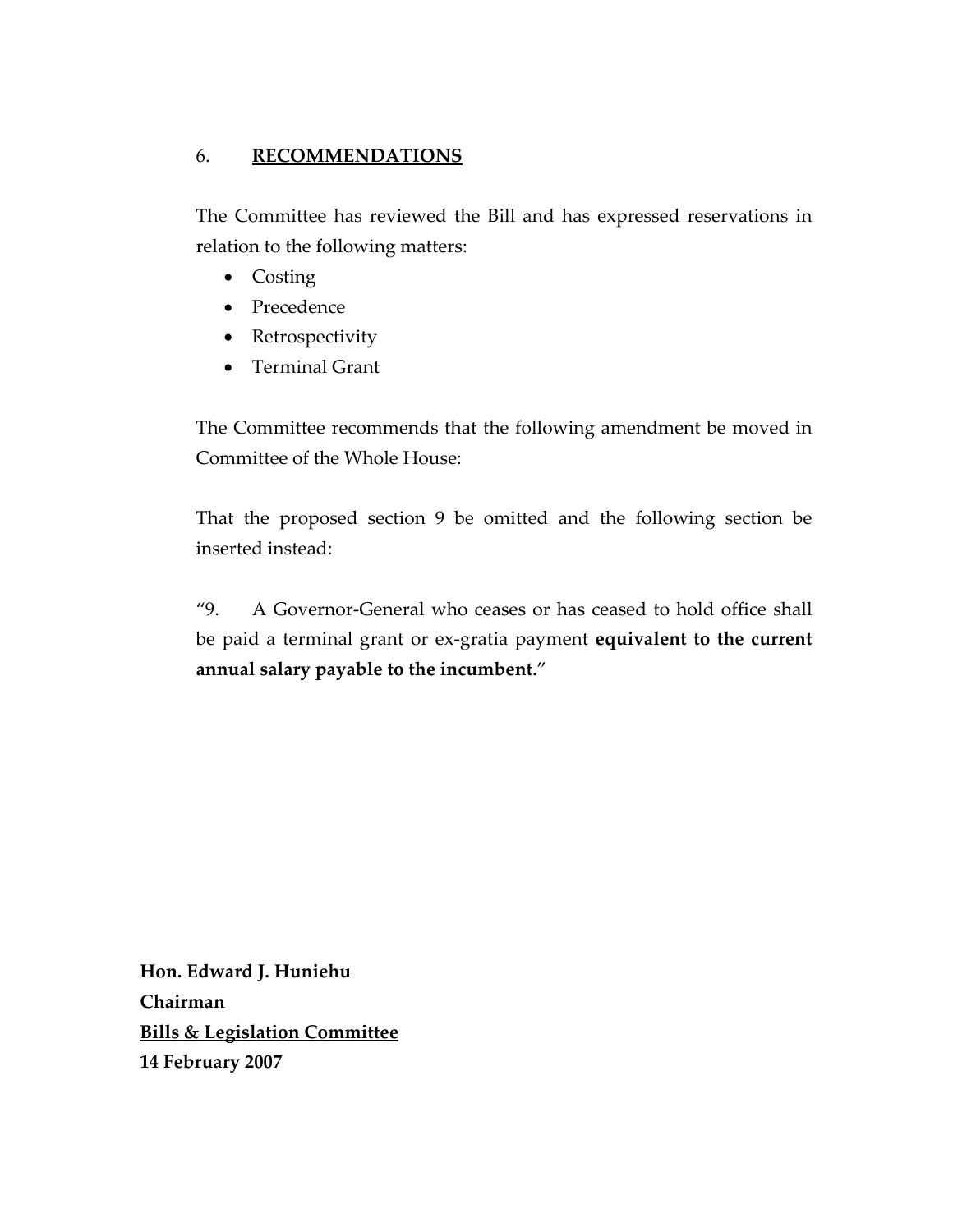## 6. RECOMMENDATIONS

The Committee has reviewed the Bill and has expressed reservations in relation to the following matters:

- Costing
- Precedence
- Retrospectivity
- Terminal Grant

The Committee recommends that the following amendment be moved in Committee of the Whole House:

That the proposed section 9 be omitted and the following section be inserted instead:

"9. A Governor-General who ceases or has ceased to hold office shall be paid a terminal grant or ex-gratia payment **equivalent to the current annual salary payable to the incumbent.**"

**Hon. Edward J. Huniehu**
**Chairman**
**Bills & Legislation Committee**
**14 February 2007**